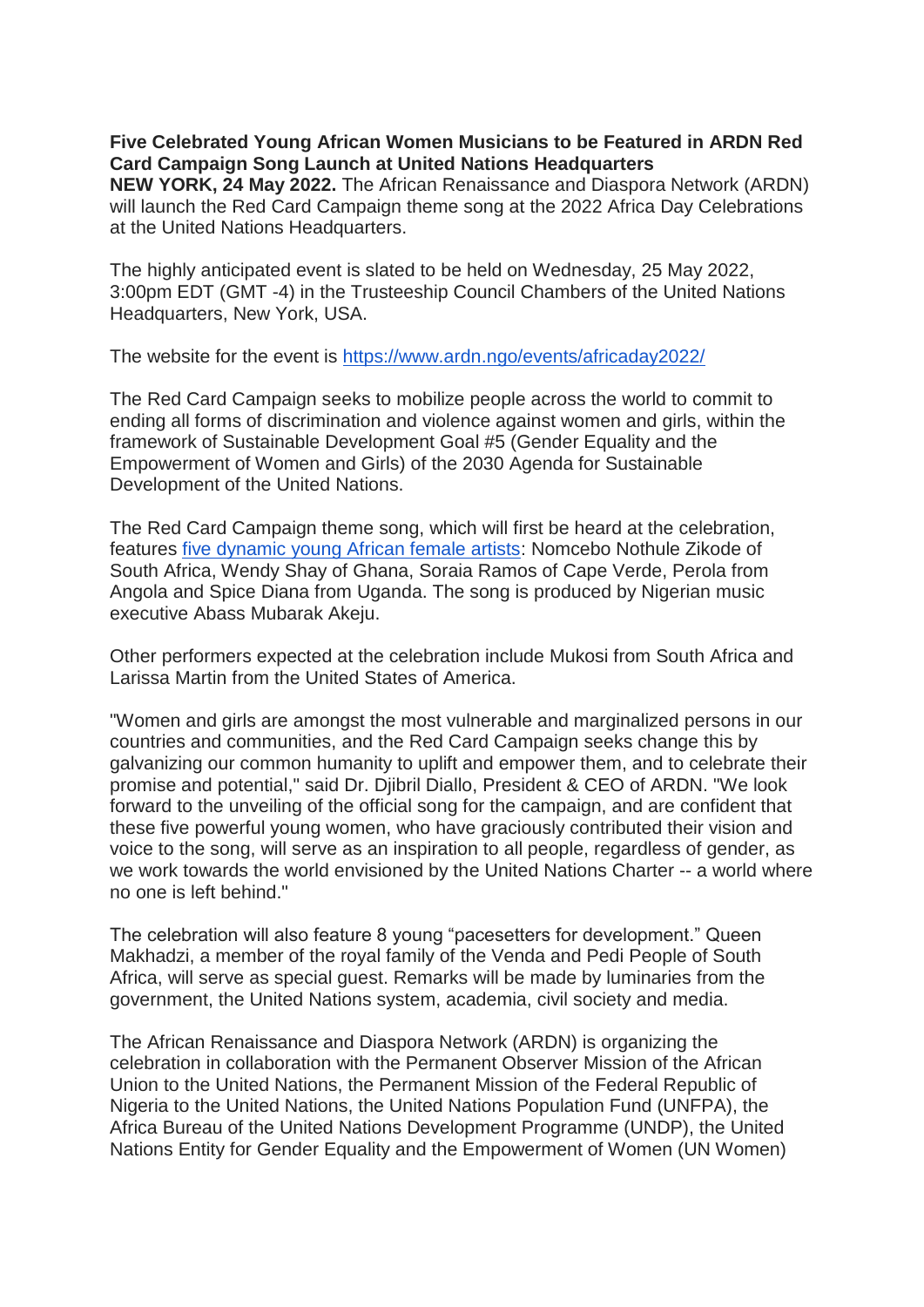**Five Celebrated Young African Women Musicians to be Featured in ARDN Red Card Campaign Song Launch at United Nations Headquarters**

**NEW YORK, 24 May 2022.** The African Renaissance and Diaspora Network (ARDN) will launch the Red Card Campaign theme song at the 2022 Africa Day Celebrations at the United Nations Headquarters.

The highly anticipated event is slated to be held on Wednesday, 25 May 2022, 3:00pm EDT (GMT -4) in the Trusteeship Council Chambers of the United Nations Headquarters, New York, USA.

The website for the event is [https://www.ardn.ngo/events/africaday2022/](https://www.ardn.ngo/events/africaday2022/)

The Red Card Campaign seeks to mobilize people across the world to commit to ending all forms of discrimination and violence against women and girls, within the framework of Sustainable Development Goal #5 (Gender Equality and the Empowerment of Women and Girls) of the 2030 Agenda for Sustainable Development of the United Nations.

The Red Card Campaign theme song, which will first be heard at the celebration, features five dynamic young African female artists: Nomcebo Nothule Zikode of South Africa, Wendy Shay of Ghana, Soraia Ramos of Cape Verde, Perola from Angola and Spice Diana from Uganda. The song is produced by Nigerian music executive Abass Mubarak Akeju.

Other performers expected at the celebration include Mukosi from South Africa and Larissa Martin from the United States of America.

"Women and girls are amongst the most vulnerable and marginalized persons in our countries and communities, and the Red Card Campaign seeks change this by galvanizing our common humanity to uplift and empower them, and to celebrate their promise and potential," said Dr. Djibril Diallo, President & CEO of ARDN. "We look forward to the unveiling of the official song for the campaign, and are confident that these five powerful young women, who have graciously contributed their vision and voice to the song, will serve as an inspiration to all people, regardless of gender, as we work towards the world envisioned by the United Nations Charter -- a world where no one is left behind."

The celebration will also feature 8 young "pacesetters for development." Queen Makhadzi, a member of the royal family of the Venda and Pedi People of South Africa, will serve as special guest. Remarks will be made by luminaries from the government, the United Nations system, academia, civil society and media.

The African Renaissance and Diaspora Network (ARDN) is organizing the celebration in collaboration with the Permanent Observer Mission of the African Union to the United Nations, the Permanent Mission of the Federal Republic of Nigeria to the United Nations, the United Nations Population Fund (UNFPA), the Africa Bureau of the United Nations Development Programme (UNDP), the United Nations Entity for Gender Equality and the Empowerment of Women (UN Women)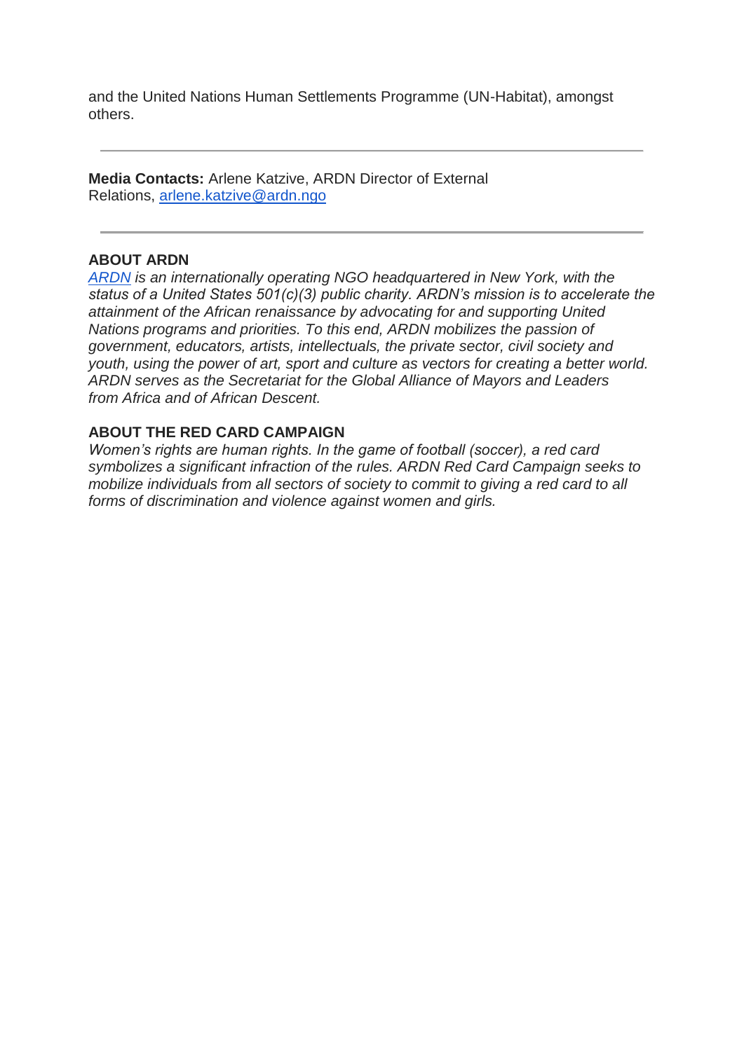and the United Nations Human Settlements Programme (UN-Habitat), amongst others.

---

**Media Contacts:** Arlene Katzive, ARDN Director of External Relations, [arlene.katzive@ardn.ngo](mailto:arlene.katzive@ardn.ngo)

---

**ABOUT ARDN**

*[ARDN](#) is an internationally operating NGO headquartered in New York, with the status of a United States 501(c)(3) public charity. ARDN's mission is to accelerate the attainment of the African renaissance by advocating for and supporting United Nations programs and priorities. To this end, ARDN mobilizes the passion of government, educators, artists, intellectuals, the private sector, civil society and youth, using the power of art, sport and culture as vectors for creating a better world. ARDN serves as the Secretariat for the Global Alliance of Mayors and Leaders from Africa and of African Descent.*

**ABOUT THE RED CARD CAMPAIGN**

*Women's rights are human rights. In the game of football (soccer), a red card symbolizes a significant infraction of the rules. ARDN Red Card Campaign seeks to mobilize individuals from all sectors of society to commit to giving a red card to all forms of discrimination and violence against women and girls.*